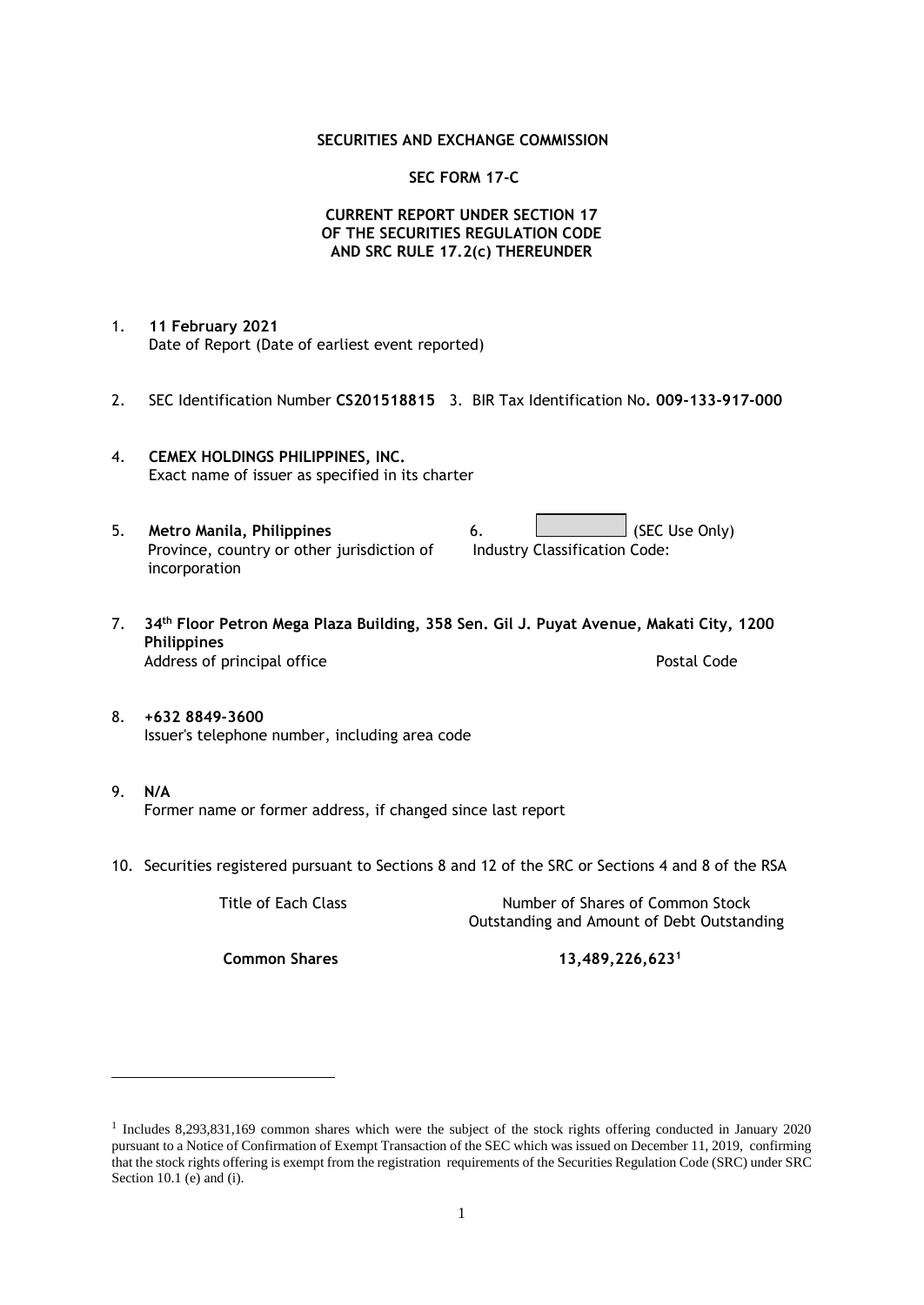**SECURITIES AND EXCHANGE COMMISSION**

**SEC FORM 17-C**

**CURRENT REPORT UNDER SECTION 17
OF THE SECURITIES REGULATION CODE
AND SRC RULE 17.2(c) THEREUNDER**

1. **11 February 2021**
   Date of Report (Date of earliest event reported)

2. SEC Identification Number **CS201518815** 3. BIR Tax Identification No**. 009-133-917-000**

4. **CEMEX HOLDINGS PHILIPPINES, INC.**
   Exact name of issuer as specified in its charter

5. **Metro Manila, Philippines**
   Province, country or other jurisdiction of incorporation

6. (SEC Use Only)
   Industry Classification Code:

7. **34th Floor Petron Mega Plaza Building, 358 Sen. Gil J. Puyat Avenue, Makati City, 1200 Philippines**
   Address of principal office Postal Code

8. **+632 8849-3600**
   Issuer's telephone number, including area code

9. **N/A**
   Former name or former address, if changed since last report

10. Securities registered pursuant to Sections 8 and 12 of the SRC or Sections 4 and 8 of the RSA

| Title of Each Class | Number of Shares of Common Stock Outstanding and Amount of Debt Outstanding |
|---|---|
| **Common Shares** | **13,489,226,623**[1] |

[1] Includes 8,293,831,169 common shares which were the subject of the stock rights offering conducted in January 2020 pursuant to a Notice of Confirmation of Exempt Transaction of the SEC which was issued on December 11, 2019, confirming that the stock rights offering is exempt from the registration requirements of the Securities Regulation Code (SRC) under SRC Section 10.1 (e) and (i).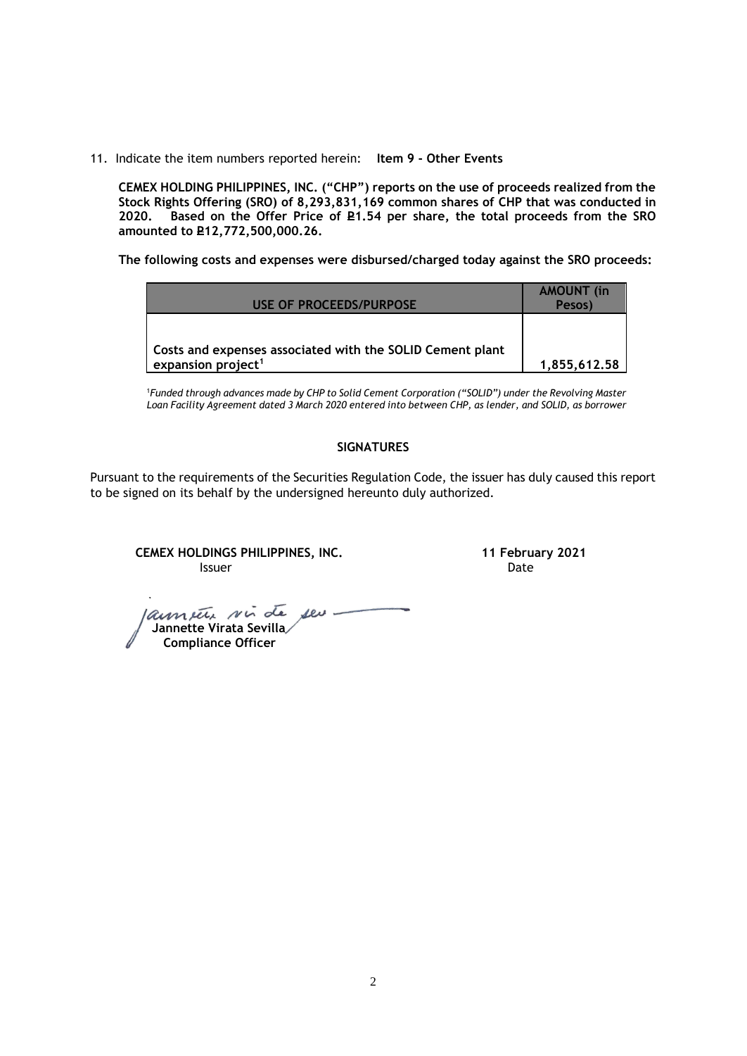11. Indicate the item numbers reported herein: **Item 9 - Other Events**

**CEMEX HOLDING PHILIPPINES, INC. ("CHP") reports on the use of proceeds realized from the Stock Rights Offering (SRO) of 8,293,831,169 common shares of CHP that was conducted in 2020. Based on the Offer Price of ₱1.54 per share, the total proceeds from the SRO amounted to ₱12,772,500,000.26.**

**The following costs and expenses were disbursed/charged today against the SRO proceeds:**

| USE OF PROCEEDS/PURPOSE | AMOUNT (in Pesos) |
|---|---|
| Costs and expenses associated with the SOLID Cement plant expansion project[1] | 1,855,612.58 |

[1]*Funded through advances made by CHP to Solid Cement Corporation ("SOLID") under the Revolving Master Loan Facility Agreement dated 3 March 2020 entered into between CHP, as lender, and SOLID, as borrower*

**SIGNATURES**

Pursuant to the requirements of the Securities Regulation Code, the issuer has duly caused this report to be signed on its behalf by the undersigned hereunto duly authorized.

**CEMEX HOLDINGS PHILIPPINES, INC.**
Issuer

**11 February 2021**
Date

**Jannette Virata Sevilla**
**Compliance Officer**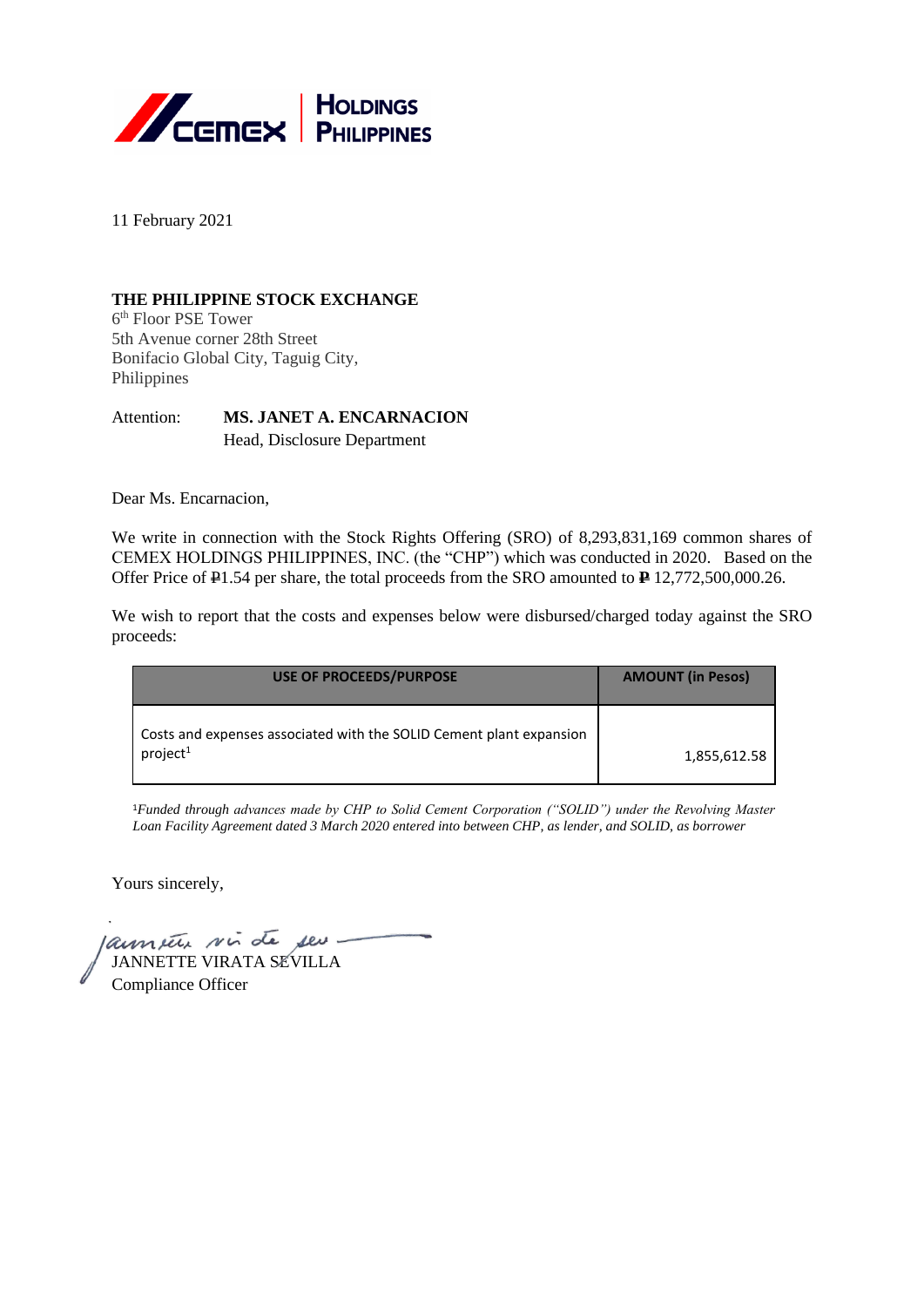11 February 2021

**THE PHILIPPINE STOCK EXCHANGE**
6th Floor PSE Tower
5th Avenue corner 28th Street
Bonifacio Global City, Taguig City,
Philippines

Attention: **MS. JANET A. ENCARNACION**
Head, Disclosure Department

Dear Ms. Encarnacion,

We write in connection with the Stock Rights Offering (SRO) of 8,293,831,169 common shares of CEMEX HOLDINGS PHILIPPINES, INC. (the "CHP") which was conducted in 2020. Based on the Offer Price of ₱1.54 per share, the total proceeds from the SRO amounted to ₱ 12,772,500,000.26.

We wish to report that the costs and expenses below were disbursed/charged today against the SRO proceeds:

| USE OF PROCEEDS/PURPOSE | AMOUNT (in Pesos) |
|---|---|
| Costs and expenses associated with the SOLID Cement plant expansion project[1] | 1,855,612.58 |

[1]*Funded through advances made by CHP to Solid Cement Corporation ("SOLID") under the Revolving Master Loan Facility Agreement dated 3 March 2020 entered into between CHP, as lender, and SOLID, as borrower*

Yours sincerely,

JANNETTE VIRATA SEVILLA
Compliance Officer